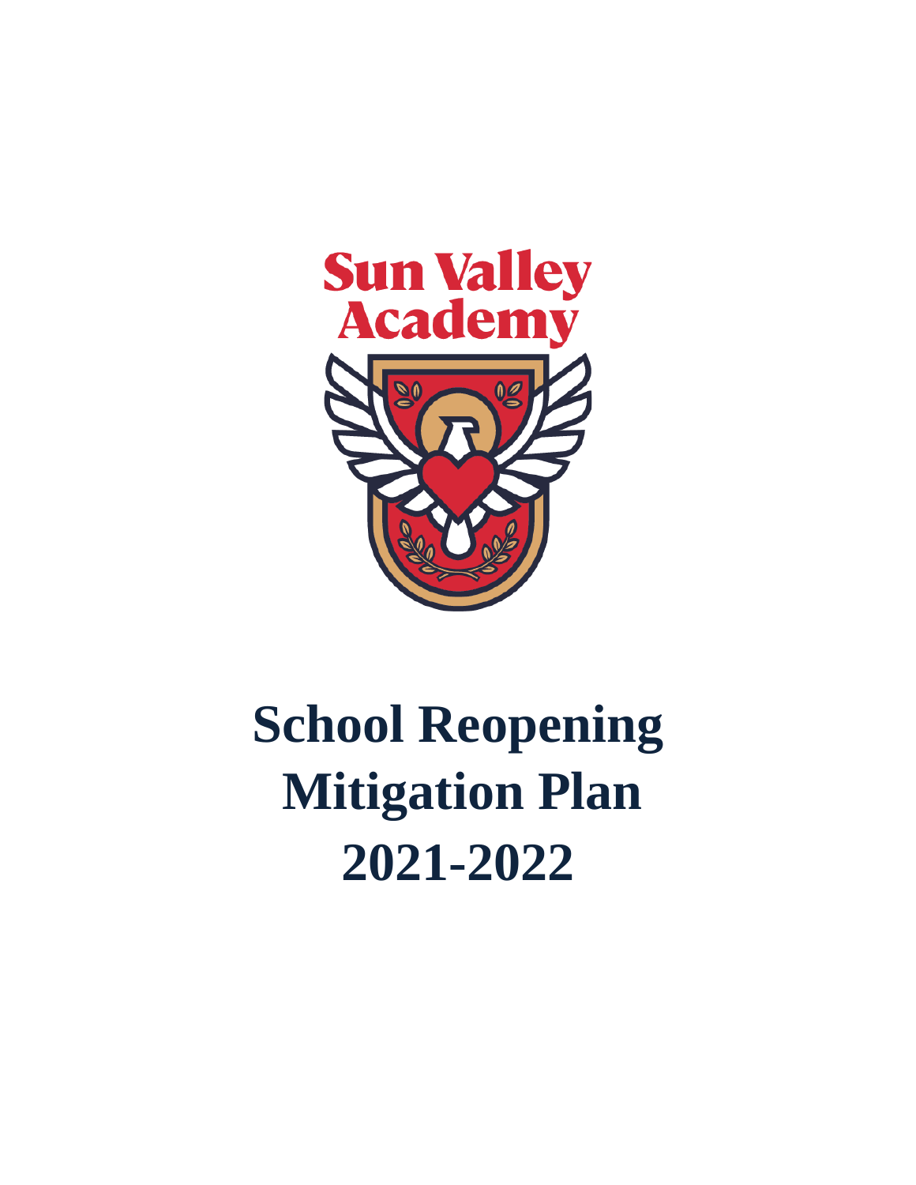Sun Valley Academy

# School Reopening Mitigation Plan 2021-2022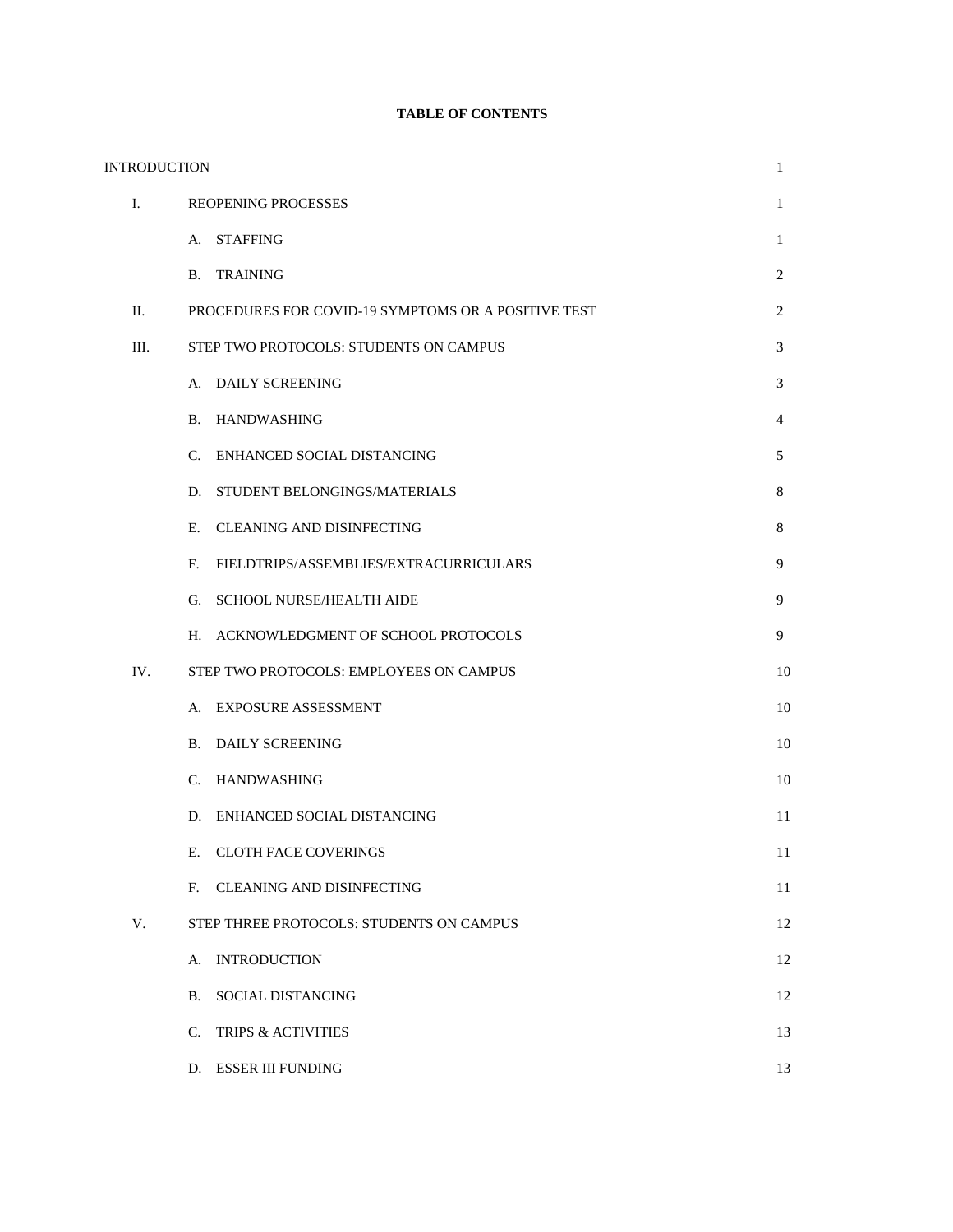**TABLE OF CONTENTS**

| | | |
|---|---|---|
| INTRODUCTION | | 1 |
| I. | REOPENING PROCESSES | 1 |
| | A. STAFFING | 1 |
| | B. TRAINING | 2 |
| II. | PROCEDURES FOR COVID-19 SYMPTOMS OR A POSITIVE TEST | 2 |
| III. | STEP TWO PROTOCOLS: STUDENTS ON CAMPUS | 3 |
| | A. DAILY SCREENING | 3 |
| | B. HANDWASHING | 4 |
| | C. ENHANCED SOCIAL DISTANCING | 5 |
| | D. STUDENT BELONGINGS/MATERIALS | 8 |
| | E. CLEANING AND DISINFECTING | 8 |
| | F. FIELDTRIPS/ASSEMBLIES/EXTRACURRICULARS | 9 |
| | G. SCHOOL NURSE/HEALTH AIDE | 9 |
| | H. ACKNOWLEDGMENT OF SCHOOL PROTOCOLS | 9 |
| IV. | STEP TWO PROTOCOLS: EMPLOYEES ON CAMPUS | 10 |
| | A. EXPOSURE ASSESSMENT | 10 |
| | B. DAILY SCREENING | 10 |
| | C. HANDWASHING | 10 |
| | D. ENHANCED SOCIAL DISTANCING | 11 |
| | E. CLOTH FACE COVERINGS | 11 |
| | F. CLEANING AND DISINFECTING | 11 |
| V. | STEP THREE PROTOCOLS: STUDENTS ON CAMPUS | 12 |
| | A. INTRODUCTION | 12 |
| | B. SOCIAL DISTANCING | 12 |
| | C. TRIPS & ACTIVITIES | 13 |
| | D. ESSER III FUNDING | 13 |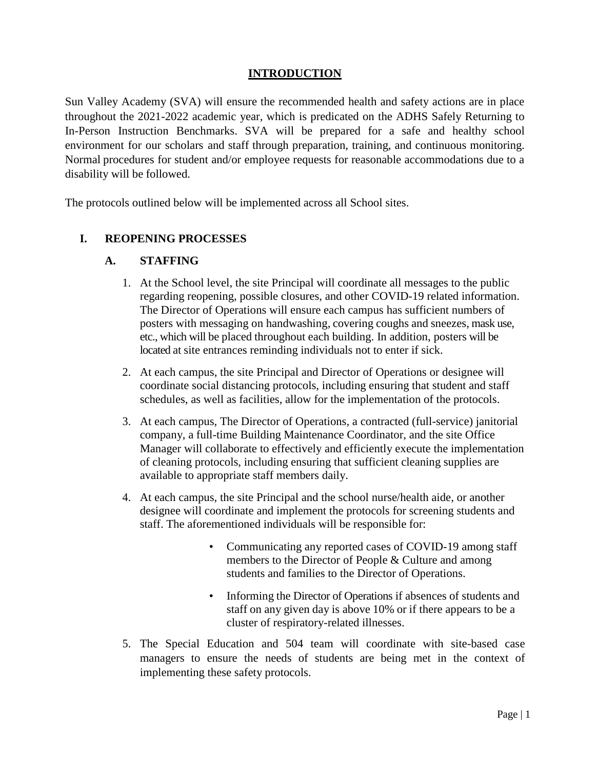# INTRODUCTION

Sun Valley Academy (SVA) will ensure the recommended health and safety actions are in place throughout the 2021-2022 academic year, which is predicated on the ADHS Safely Returning to In-Person Instruction Benchmarks. SVA will be prepared for a safe and healthy school environment for our scholars and staff through preparation, training, and continuous monitoring. Normal procedures for student and/or employee requests for reasonable accommodations due to a disability will be followed.

The protocols outlined below will be implemented across all School sites.

## I. REOPENING PROCESSES

### A. STAFFING

1. At the School level, the site Principal will coordinate all messages to the public regarding reopening, possible closures, and other COVID-19 related information. The Director of Operations will ensure each campus has sufficient numbers of posters with messaging on handwashing, covering coughs and sneezes, mask use, etc., which will be placed throughout each building. In addition, posters will be located at site entrances reminding individuals not to enter if sick.

2. At each campus, the site Principal and Director of Operations or designee will coordinate social distancing protocols, including ensuring that student and staff schedules, as well as facilities, allow for the implementation of the protocols.

3. At each campus, The Director of Operations, a contracted (full-service) janitorial company, a full-time Building Maintenance Coordinator, and the site Office Manager will collaborate to effectively and efficiently execute the implementation of cleaning protocols, including ensuring that sufficient cleaning supplies are available to appropriate staff members daily.

4. At each campus, the site Principal and the school nurse/health aide, or another designee will coordinate and implement the protocols for screening students and staff. The aforementioned individuals will be responsible for:

    - Communicating any reported cases of COVID-19 among staff members to the Director of People & Culture and among students and families to the Director of Operations.

    - Informing the Director of Operations if absences of students and staff on any given day is above 10% or if there appears to be a cluster of respiratory-related illnesses.

5. The Special Education and 504 team will coordinate with site-based case managers to ensure the needs of students are being met in the context of implementing these safety protocols.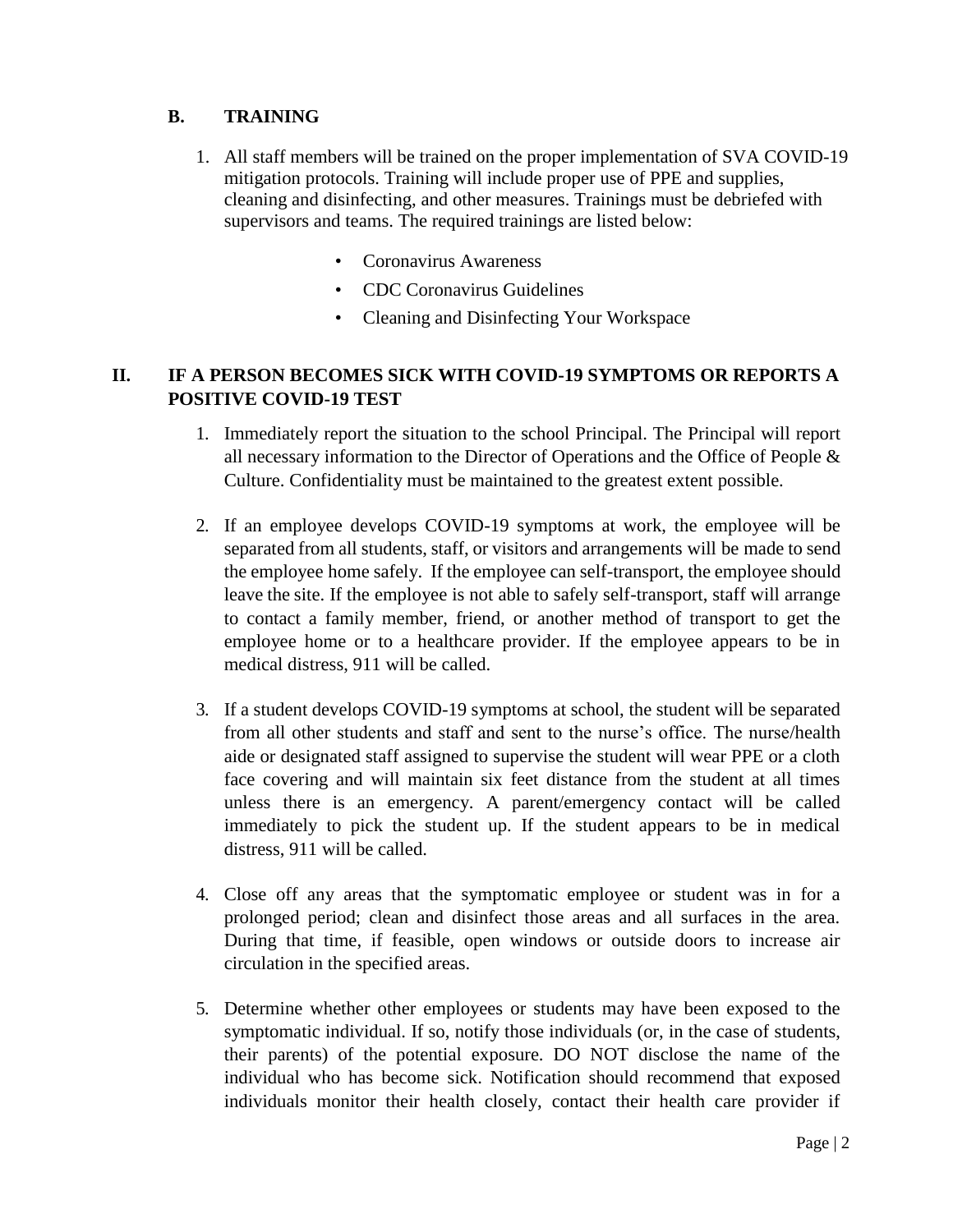## B. TRAINING

1. All staff members will be trained on the proper implementation of SVA COVID-19 mitigation protocols. Training will include proper use of PPE and supplies, cleaning and disinfecting, and other measures. Trainings must be debriefed with supervisors and teams. The required trainings are listed below:

   - Coronavirus Awareness
   - CDC Coronavirus Guidelines
   - Cleaning and Disinfecting Your Workspace

# II. IF A PERSON BECOMES SICK WITH COVID-19 SYMPTOMS OR REPORTS A POSITIVE COVID-19 TEST

1. Immediately report the situation to the school Principal. The Principal will report all necessary information to the Director of Operations and the Office of People & Culture. Confidentiality must be maintained to the greatest extent possible.

2. If an employee develops COVID-19 symptoms at work, the employee will be separated from all students, staff, or visitors and arrangements will be made to send the employee home safely. If the employee can self-transport, the employee should leave the site. If the employee is not able to safely self-transport, staff will arrange to contact a family member, friend, or another method of transport to get the employee home or to a healthcare provider. If the employee appears to be in medical distress, 911 will be called.

3. If a student develops COVID-19 symptoms at school, the student will be separated from all other students and staff and sent to the nurse's office. The nurse/health aide or designated staff assigned to supervise the student will wear PPE or a cloth face covering and will maintain six feet distance from the student at all times unless there is an emergency. A parent/emergency contact will be called immediately to pick the student up. If the student appears to be in medical distress, 911 will be called.

4. Close off any areas that the symptomatic employee or student was in for a prolonged period; clean and disinfect those areas and all surfaces in the area. During that time, if feasible, open windows or outside doors to increase air circulation in the specified areas.

5. Determine whether other employees or students may have been exposed to the symptomatic individual. If so, notify those individuals (or, in the case of students, their parents) of the potential exposure. DO NOT disclose the name of the individual who has become sick. Notification should recommend that exposed individuals monitor their health closely, contact their health care provider if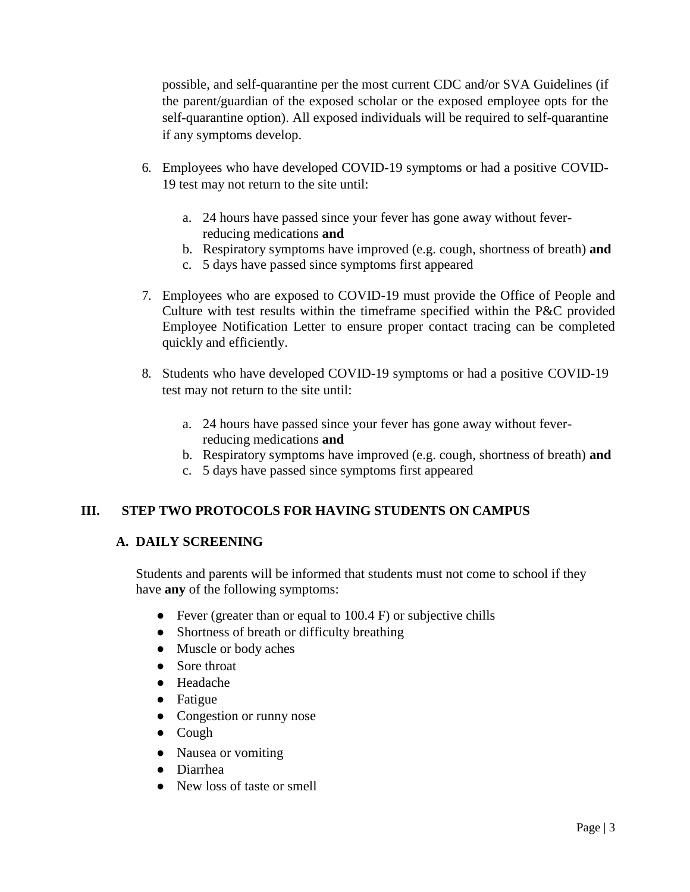possible, and self-quarantine per the most current CDC and/or SVA Guidelines (if the parent/guardian of the exposed scholar or the exposed employee opts for the self-quarantine option). All exposed individuals will be required to self-quarantine if any symptoms develop.

6. Employees who have developed COVID-19 symptoms or had a positive COVID-19 test may not return to the site until:

    a. 24 hours have passed since your fever has gone away without fever-reducing medications **and**
    b. Respiratory symptoms have improved (e.g. cough, shortness of breath) **and**
    c. 5 days have passed since symptoms first appeared

7. Employees who are exposed to COVID-19 must provide the Office of People and Culture with test results within the timeframe specified within the P&C provided Employee Notification Letter to ensure proper contact tracing can be completed quickly and efficiently.

8. Students who have developed COVID-19 symptoms or had a positive COVID-19 test may not return to the site until:

    a. 24 hours have passed since your fever has gone away without fever-reducing medications **and**
    b. Respiratory symptoms have improved (e.g. cough, shortness of breath) **and**
    c. 5 days have passed since symptoms first appeared

## III. STEP TWO PROTOCOLS FOR HAVING STUDENTS ON CAMPUS

### A. DAILY SCREENING

Students and parents will be informed that students must not come to school if they have **any** of the following symptoms:

- Fever (greater than or equal to 100.4 F) or subjective chills
- Shortness of breath or difficulty breathing
- Muscle or body aches
- Sore throat
- Headache
- Fatigue
- Congestion or runny nose
- Cough
- Nausea or vomiting
- Diarrhea
- New loss of taste or smell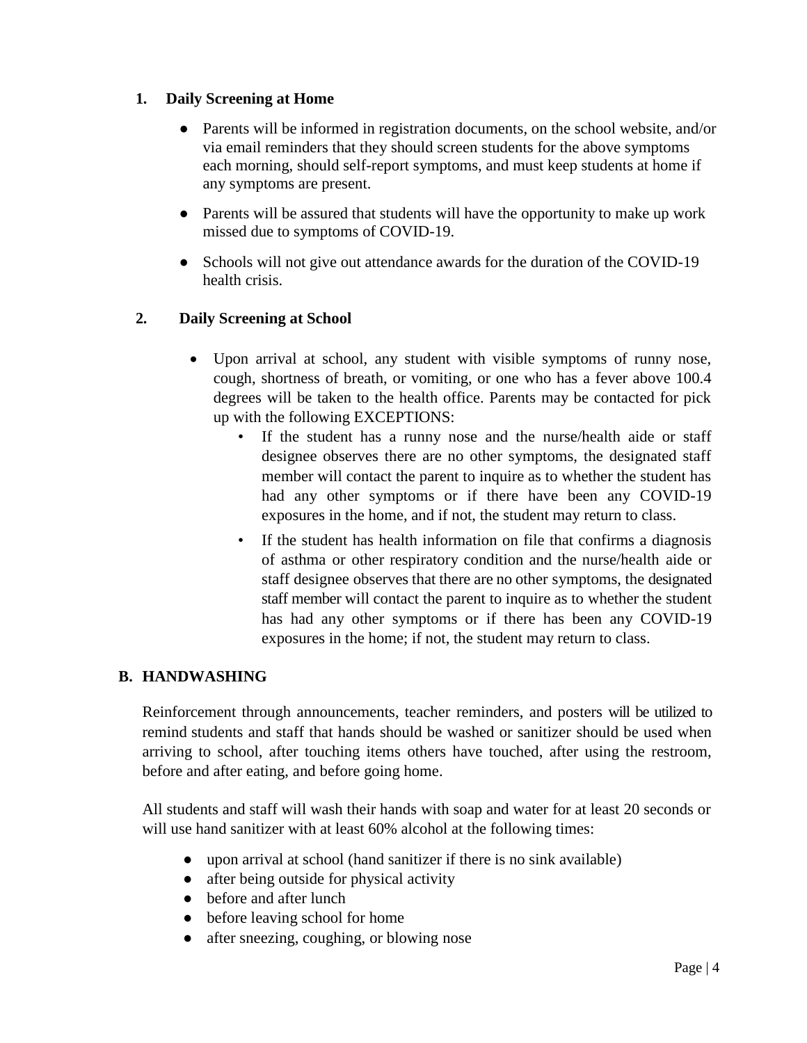1. **Daily Screening at Home**

    - Parents will be informed in registration documents, on the school website, and/or via email reminders that they should screen students for the above symptoms each morning, should self-report symptoms, and must keep students at home if any symptoms are present.
    - Parents will be assured that students will have the opportunity to make up work missed due to symptoms of COVID-19.
    - Schools will not give out attendance awards for the duration of the COVID-19 health crisis.

2. **Daily Screening at School**

    - Upon arrival at school, any student with visible symptoms of runny nose, cough, shortness of breath, or vomiting, or one who has a fever above 100.4 degrees will be taken to the health office. Parents may be contacted for pick up with the following EXCEPTIONS:
        - If the student has a runny nose and the nurse/health aide or staff designee observes there are no other symptoms, the designated staff member will contact the parent to inquire as to whether the student has had any other symptoms or if there have been any COVID-19 exposures in the home, and if not, the student may return to class.
        - If the student has health information on file that confirms a diagnosis of asthma or other respiratory condition and the nurse/health aide or staff designee observes that there are no other symptoms, the designated staff member will contact the parent to inquire as to whether the student has had any other symptoms or if there has been any COVID-19 exposures in the home; if not, the student may return to class.

## B. HANDWASHING

Reinforcement through announcements, teacher reminders, and posters will be utilized to remind students and staff that hands should be washed or sanitizer should be used when arriving to school, after touching items others have touched, after using the restroom, before and after eating, and before going home.

All students and staff will wash their hands with soap and water for at least 20 seconds or will use hand sanitizer with at least 60% alcohol at the following times:

- upon arrival at school (hand sanitizer if there is no sink available)
- after being outside for physical activity
- before and after lunch
- before leaving school for home
- after sneezing, coughing, or blowing nose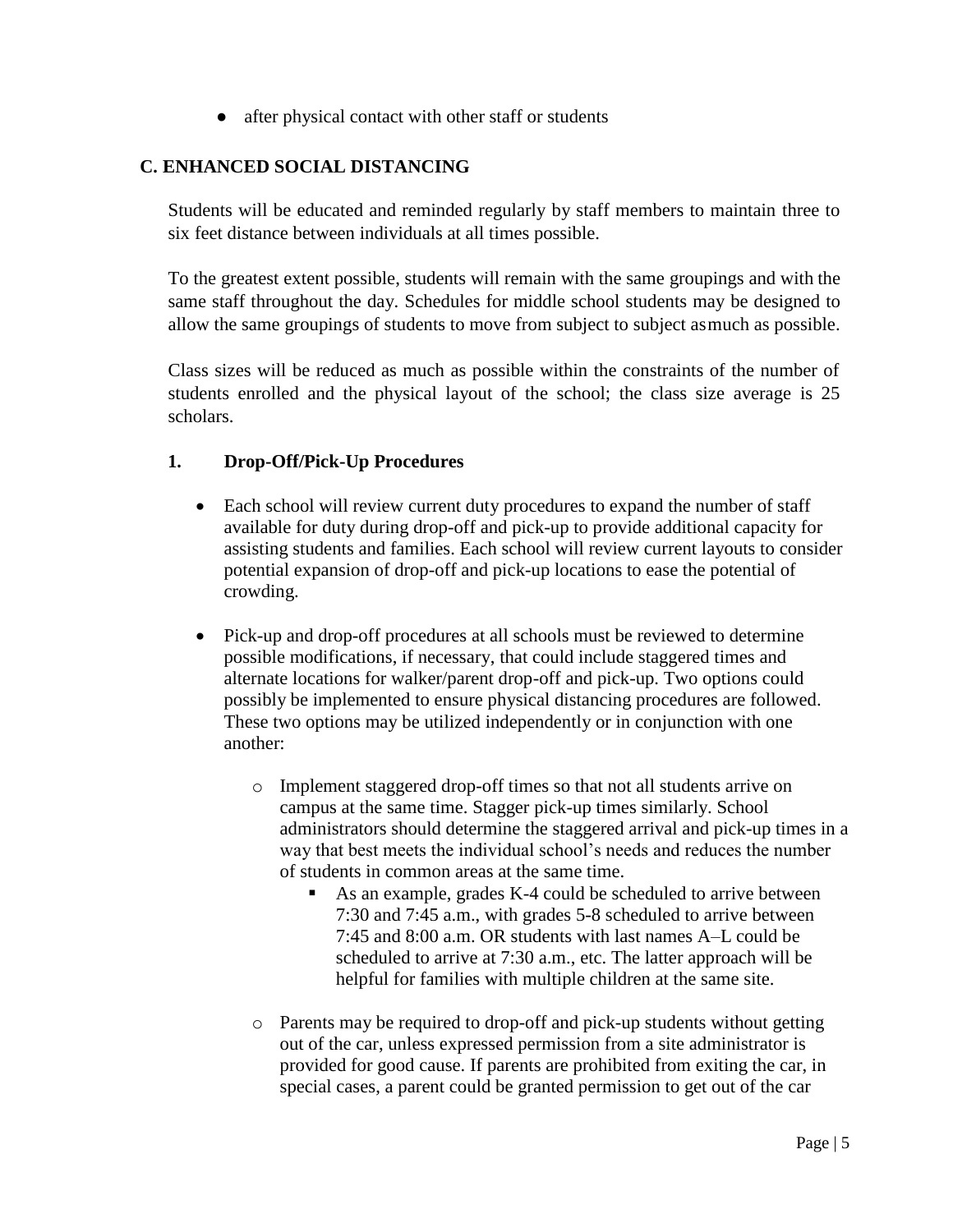- after physical contact with other staff or students

## C. ENHANCED SOCIAL DISTANCING

Students will be educated and reminded regularly by staff members to maintain three to six feet distance between individuals at all times possible.

To the greatest extent possible, students will remain with the same groupings and with the same staff throughout the day. Schedules for middle school students may be designed to allow the same groupings of students to move from subject to subject asmuch as possible.

Class sizes will be reduced as much as possible within the constraints of the number of students enrolled and the physical layout of the school; the class size average is 25 scholars.

### 1. Drop-Off/Pick-Up Procedures

- Each school will review current duty procedures to expand the number of staff available for duty during drop-off and pick-up to provide additional capacity for assisting students and families. Each school will review current layouts to consider potential expansion of drop-off and pick-up locations to ease the potential of crowding.

- Pick-up and drop-off procedures at all schools must be reviewed to determine possible modifications, if necessary, that could include staggered times and alternate locations for walker/parent drop-off and pick-up. Two options could possibly be implemented to ensure physical distancing procedures are followed. These two options may be utilized independently or in conjunction with one another:

  - Implement staggered drop-off times so that not all students arrive on campus at the same time. Stagger pick-up times similarly. School administrators should determine the staggered arrival and pick-up times in a way that best meets the individual school's needs and reduces the number of students in common areas at the same time.
    - As an example, grades K-4 could be scheduled to arrive between 7:30 and 7:45 a.m., with grades 5-8 scheduled to arrive between 7:45 and 8:00 a.m. OR students with last names A–L could be scheduled to arrive at 7:30 a.m., etc. The latter approach will be helpful for families with multiple children at the same site.

  - Parents may be required to drop-off and pick-up students without getting out of the car, unless expressed permission from a site administrator is provided for good cause. If parents are prohibited from exiting the car, in special cases, a parent could be granted permission to get out of the car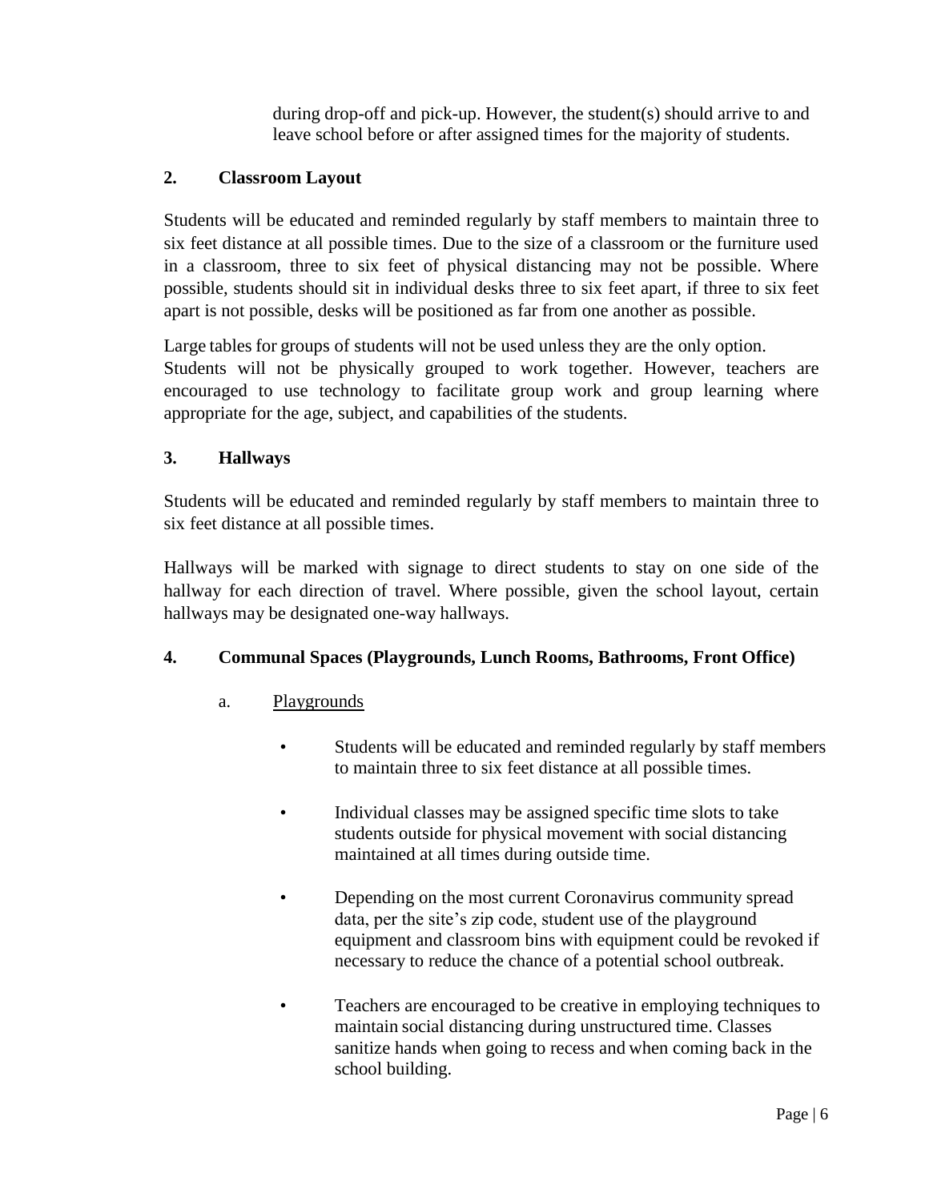during drop-off and pick-up. However, the student(s) should arrive to and leave school before or after assigned times for the majority of students.

## 2. Classroom Layout

Students will be educated and reminded regularly by staff members to maintain three to six feet distance at all possible times. Due to the size of a classroom or the furniture used in a classroom, three to six feet of physical distancing may not be possible. Where possible, students should sit in individual desks three to six feet apart, if three to six feet apart is not possible, desks will be positioned as far from one another as possible.

Large tables for groups of students will not be used unless they are the only option. Students will not be physically grouped to work together. However, teachers are encouraged to use technology to facilitate group work and group learning where appropriate for the age, subject, and capabilities of the students.

## 3. Hallways

Students will be educated and reminded regularly by staff members to maintain three to six feet distance at all possible times.

Hallways will be marked with signage to direct students to stay on one side of the hallway for each direction of travel. Where possible, given the school layout, certain hallways may be designated one-way hallways.

## 4. Communal Spaces (Playgrounds, Lunch Rooms, Bathrooms, Front Office)

### a. Playgrounds

- Students will be educated and reminded regularly by staff members to maintain three to six feet distance at all possible times.
- Individual classes may be assigned specific time slots to take students outside for physical movement with social distancing maintained at all times during outside time.
- Depending on the most current Coronavirus community spread data, per the site's zip code, student use of the playground equipment and classroom bins with equipment could be revoked if necessary to reduce the chance of a potential school outbreak.
- Teachers are encouraged to be creative in employing techniques to maintain social distancing during unstructured time. Classes sanitize hands when going to recess and when coming back in the school building.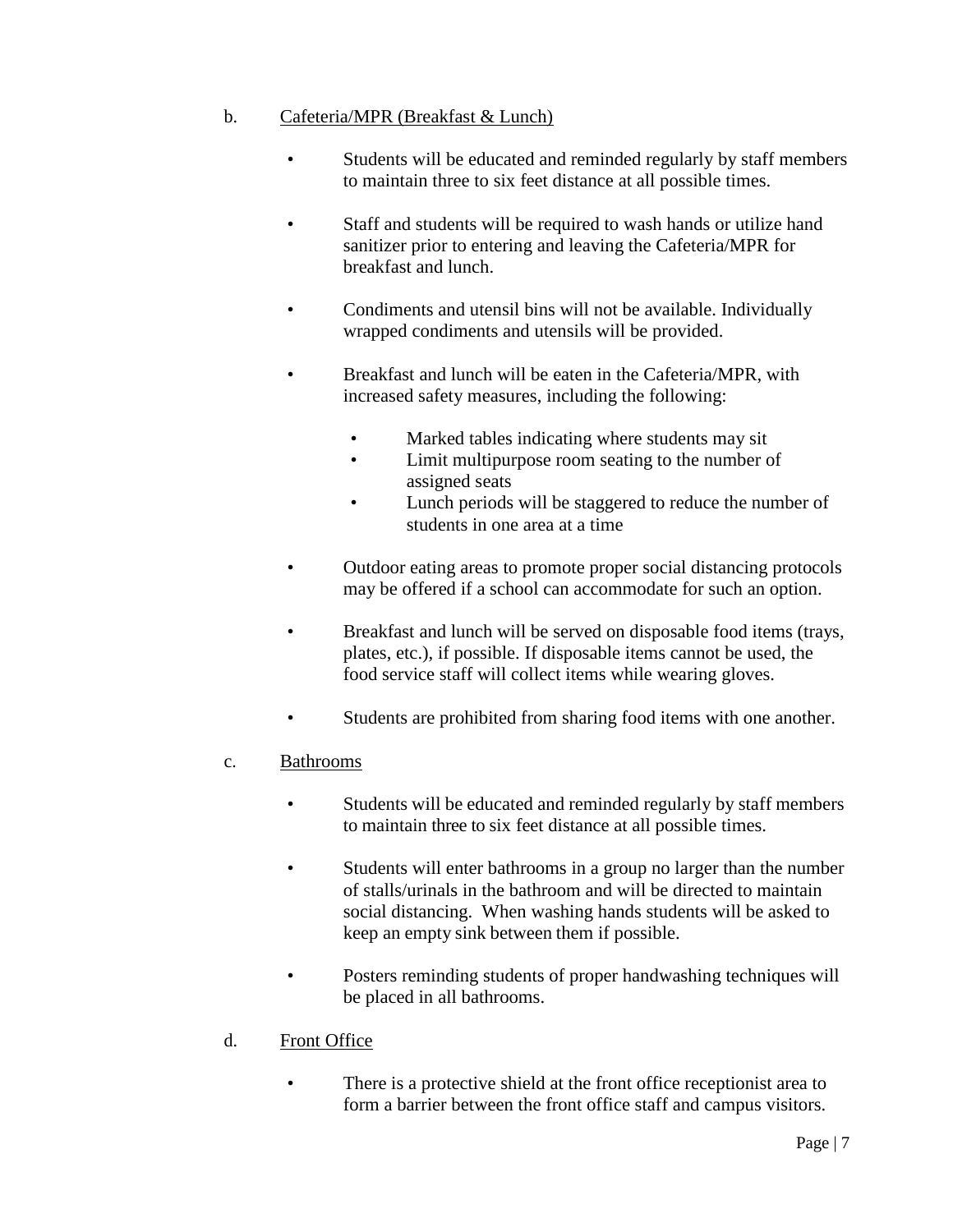b. Cafeteria/MPR (Breakfast & Lunch)

- Students will be educated and reminded regularly by staff members to maintain three to six feet distance at all possible times.
- Staff and students will be required to wash hands or utilize hand sanitizer prior to entering and leaving the Cafeteria/MPR for breakfast and lunch.
- Condiments and utensil bins will not be available. Individually wrapped condiments and utensils will be provided.
- Breakfast and lunch will be eaten in the Cafeteria/MPR, with increased safety measures, including the following:
  - Marked tables indicating where students may sit
  - Limit multipurpose room seating to the number of assigned seats
  - Lunch periods will be staggered to reduce the number of students in one area at a time
- Outdoor eating areas to promote proper social distancing protocols may be offered if a school can accommodate for such an option.
- Breakfast and lunch will be served on disposable food items (trays, plates, etc.), if possible. If disposable items cannot be used, the food service staff will collect items while wearing gloves.
- Students are prohibited from sharing food items with one another.

c. Bathrooms

- Students will be educated and reminded regularly by staff members to maintain three to six feet distance at all possible times.
- Students will enter bathrooms in a group no larger than the number of stalls/urinals in the bathroom and will be directed to maintain social distancing. When washing hands students will be asked to keep an empty sink between them if possible.
- Posters reminding students of proper handwashing techniques will be placed in all bathrooms.

d. Front Office

- There is a protective shield at the front office receptionist area to form a barrier between the front office staff and campus visitors.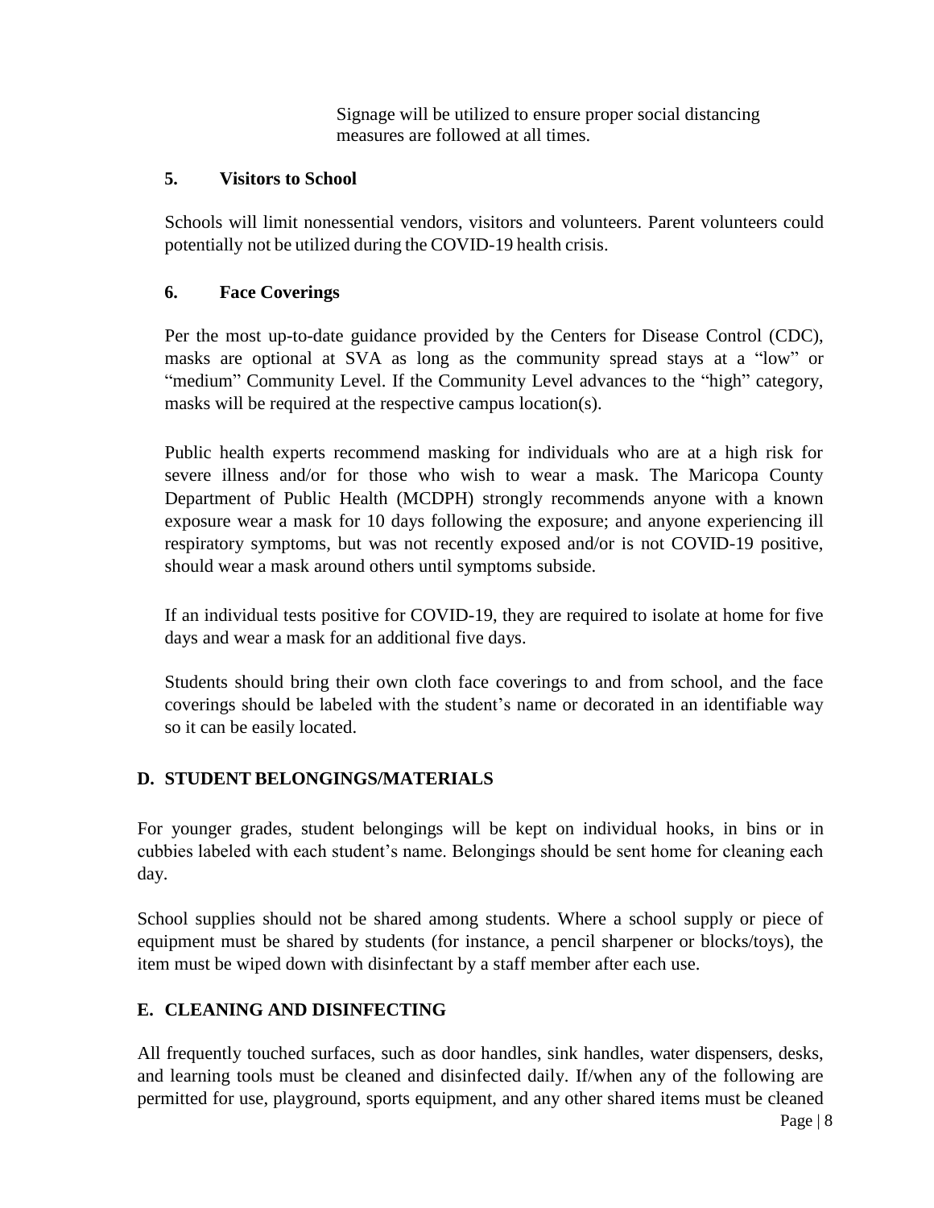Signage will be utilized to ensure proper social distancing measures are followed at all times.

### 5. Visitors to School

Schools will limit nonessential vendors, visitors and volunteers. Parent volunteers could potentially not be utilized during the COVID-19 health crisis.

### 6. Face Coverings

Per the most up-to-date guidance provided by the Centers for Disease Control (CDC), masks are optional at SVA as long as the community spread stays at a "low" or "medium" Community Level. If the Community Level advances to the "high" category, masks will be required at the respective campus location(s).

Public health experts recommend masking for individuals who are at a high risk for severe illness and/or for those who wish to wear a mask. The Maricopa County Department of Public Health (MCDPH) strongly recommends anyone with a known exposure wear a mask for 10 days following the exposure; and anyone experiencing ill respiratory symptoms, but was not recently exposed and/or is not COVID-19 positive, should wear a mask around others until symptoms subside.

If an individual tests positive for COVID-19, they are required to isolate at home for five days and wear a mask for an additional five days.

Students should bring their own cloth face coverings to and from school, and the face coverings should be labeled with the student's name or decorated in an identifiable way so it can be easily located.

## D. STUDENT BELONGINGS/MATERIALS

For younger grades, student belongings will be kept on individual hooks, in bins or in cubbies labeled with each student's name. Belongings should be sent home for cleaning each day.

School supplies should not be shared among students. Where a school supply or piece of equipment must be shared by students (for instance, a pencil sharpener or blocks/toys), the item must be wiped down with disinfectant by a staff member after each use.

## E. CLEANING AND DISINFECTING

All frequently touched surfaces, such as door handles, sink handles, water dispensers, desks, and learning tools must be cleaned and disinfected daily. If/when any of the following are permitted for use, playground, sports equipment, and any other shared items must be cleaned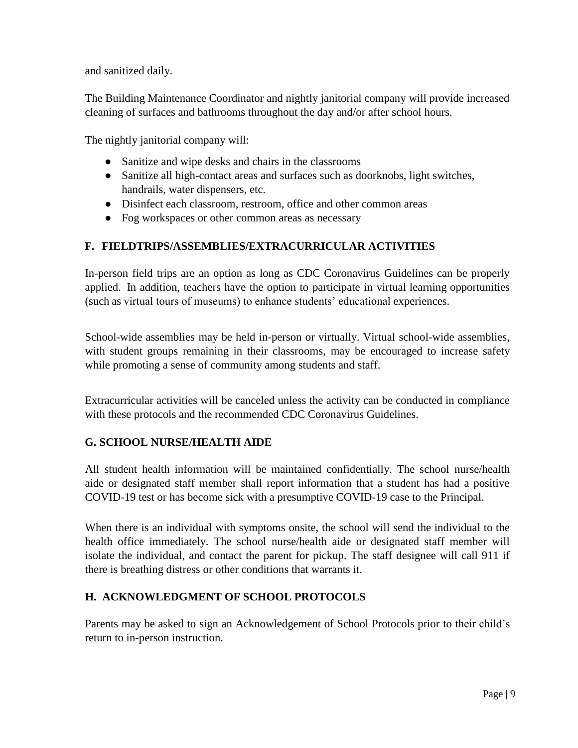and sanitized daily.

The Building Maintenance Coordinator and nightly janitorial company will provide increased cleaning of surfaces and bathrooms throughout the day and/or after school hours.

The nightly janitorial company will:

- Sanitize and wipe desks and chairs in the classrooms
- Sanitize all high-contact areas and surfaces such as doorknobs, light switches, handrails, water dispensers, etc.
- Disinfect each classroom, restroom, office and other common areas
- Fog workspaces or other common areas as necessary

## F. FIELDTRIPS/ASSEMBLIES/EXTRACURRICULAR ACTIVITIES

In-person field trips are an option as long as CDC Coronavirus Guidelines can be properly applied. In addition, teachers have the option to participate in virtual learning opportunities (such as virtual tours of museums) to enhance students' educational experiences.

School-wide assemblies may be held in-person or virtually. Virtual school-wide assemblies, with student groups remaining in their classrooms, may be encouraged to increase safety while promoting a sense of community among students and staff.

Extracurricular activities will be canceled unless the activity can be conducted in compliance with these protocols and the recommended CDC Coronavirus Guidelines.

## G. SCHOOL NURSE/HEALTH AIDE

All student health information will be maintained confidentially. The school nurse/health aide or designated staff member shall report information that a student has had a positive COVID-19 test or has become sick with a presumptive COVID-19 case to the Principal.

When there is an individual with symptoms onsite, the school will send the individual to the health office immediately. The school nurse/health aide or designated staff member will isolate the individual, and contact the parent for pickup. The staff designee will call 911 if there is breathing distress or other conditions that warrants it.

## H. ACKNOWLEDGMENT OF SCHOOL PROTOCOLS

Parents may be asked to sign an Acknowledgement of School Protocols prior to their child's return to in-person instruction.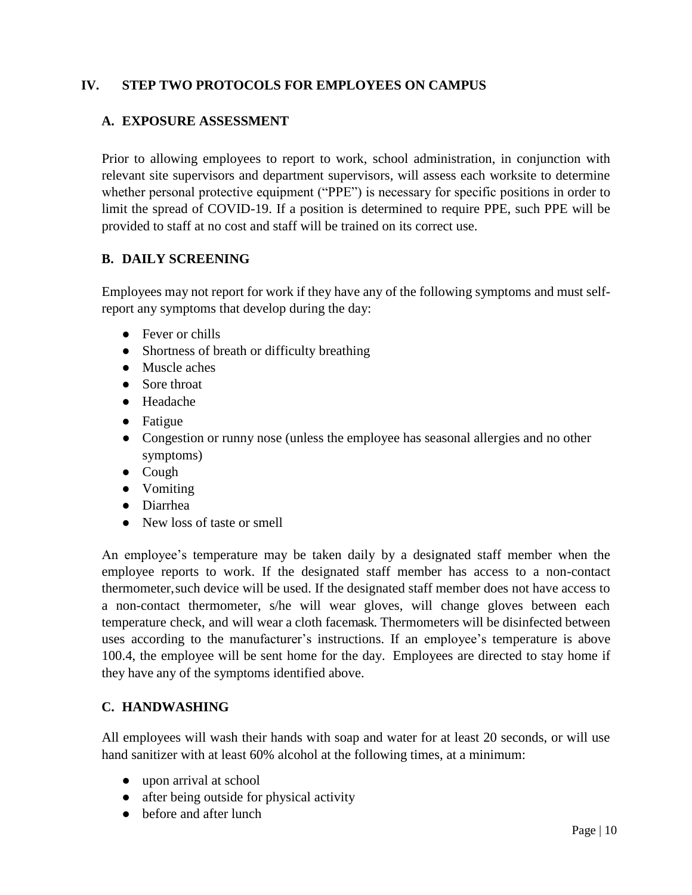## IV. STEP TWO PROTOCOLS FOR EMPLOYEES ON CAMPUS

### A. EXPOSURE ASSESSMENT

Prior to allowing employees to report to work, school administration, in conjunction with relevant site supervisors and department supervisors, will assess each worksite to determine whether personal protective equipment ("PPE") is necessary for specific positions in order to limit the spread of COVID-19. If a position is determined to require PPE, such PPE will be provided to staff at no cost and staff will be trained on its correct use.

### B. DAILY SCREENING

Employees may not report for work if they have any of the following symptoms and must self-report any symptoms that develop during the day:

- Fever or chills
- Shortness of breath or difficulty breathing
- Muscle aches
- Sore throat
- Headache
- Fatigue
- Congestion or runny nose (unless the employee has seasonal allergies and no other symptoms)
- Cough
- Vomiting
- Diarrhea
- New loss of taste or smell

An employee's temperature may be taken daily by a designated staff member when the employee reports to work. If the designated staff member has access to a non-contact thermometer, such device will be used. If the designated staff member does not have access to a non-contact thermometer, s/he will wear gloves, will change gloves between each temperature check, and will wear a cloth facemask. Thermometers will be disinfected between uses according to the manufacturer's instructions. If an employee's temperature is above 100.4, the employee will be sent home for the day. Employees are directed to stay home if they have any of the symptoms identified above.

### C. HANDWASHING

All employees will wash their hands with soap and water for at least 20 seconds, or will use hand sanitizer with at least 60% alcohol at the following times, at a minimum:

- upon arrival at school
- after being outside for physical activity
- before and after lunch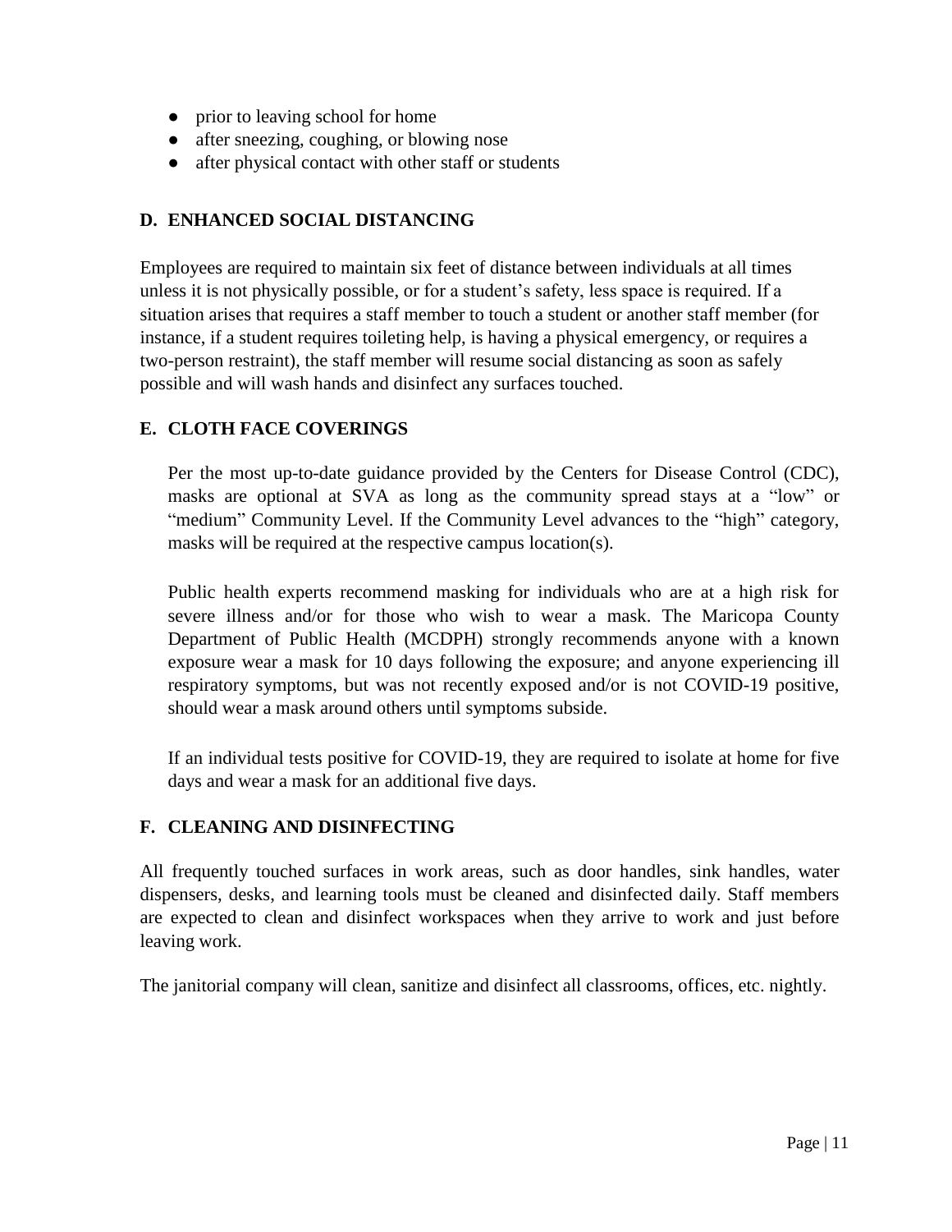- prior to leaving school for home
- after sneezing, coughing, or blowing nose
- after physical contact with other staff or students

## D. ENHANCED SOCIAL DISTANCING

Employees are required to maintain six feet of distance between individuals at all times unless it is not physically possible, or for a student's safety, less space is required. If a situation arises that requires a staff member to touch a student or another staff member (for instance, if a student requires toileting help, is having a physical emergency, or requires a two-person restraint), the staff member will resume social distancing as soon as safely possible and will wash hands and disinfect any surfaces touched.

## E. CLOTH FACE COVERINGS

Per the most up-to-date guidance provided by the Centers for Disease Control (CDC), masks are optional at SVA as long as the community spread stays at a "low" or "medium" Community Level. If the Community Level advances to the "high" category, masks will be required at the respective campus location(s).

Public health experts recommend masking for individuals who are at a high risk for severe illness and/or for those who wish to wear a mask. The Maricopa County Department of Public Health (MCDPH) strongly recommends anyone with a known exposure wear a mask for 10 days following the exposure; and anyone experiencing ill respiratory symptoms, but was not recently exposed and/or is not COVID-19 positive, should wear a mask around others until symptoms subside.

If an individual tests positive for COVID-19, they are required to isolate at home for five days and wear a mask for an additional five days.

## F. CLEANING AND DISINFECTING

All frequently touched surfaces in work areas, such as door handles, sink handles, water dispensers, desks, and learning tools must be cleaned and disinfected daily. Staff members are expected to clean and disinfect workspaces when they arrive to work and just before leaving work.

The janitorial company will clean, sanitize and disinfect all classrooms, offices, etc. nightly.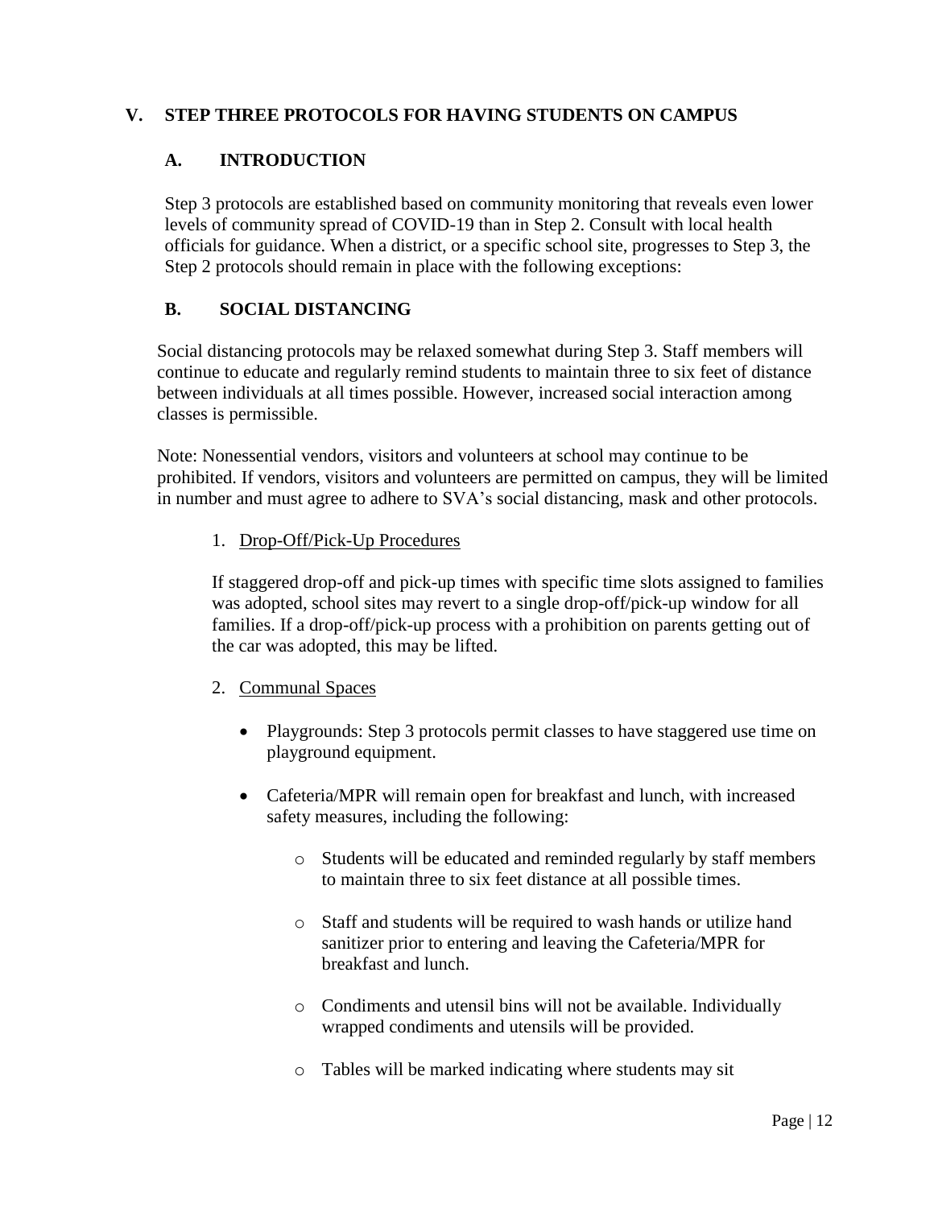## V. STEP THREE PROTOCOLS FOR HAVING STUDENTS ON CAMPUS

### A. INTRODUCTION

Step 3 protocols are established based on community monitoring that reveals even lower levels of community spread of COVID-19 than in Step 2. Consult with local health officials for guidance. When a district, or a specific school site, progresses to Step 3, the Step 2 protocols should remain in place with the following exceptions:

### B. SOCIAL DISTANCING

Social distancing protocols may be relaxed somewhat during Step 3. Staff members will continue to educate and regularly remind students to maintain three to six feet of distance between individuals at all times possible. However, increased social interaction among classes is permissible.

Note: Nonessential vendors, visitors and volunteers at school may continue to be prohibited. If vendors, visitors and volunteers are permitted on campus, they will be limited in number and must agree to adhere to SVA's social distancing, mask and other protocols.

1. Drop-Off/Pick-Up Procedures

   If staggered drop-off and pick-up times with specific time slots assigned to families was adopted, school sites may revert to a single drop-off/pick-up window for all families. If a drop-off/pick-up process with a prohibition on parents getting out of the car was adopted, this may be lifted.

2. Communal Spaces

   - Playgrounds: Step 3 protocols permit classes to have staggered use time on playground equipment.
   - Cafeteria/MPR will remain open for breakfast and lunch, with increased safety measures, including the following:
     - Students will be educated and reminded regularly by staff members to maintain three to six feet distance at all possible times.
     - Staff and students will be required to wash hands or utilize hand sanitizer prior to entering and leaving the Cafeteria/MPR for breakfast and lunch.
     - Condiments and utensil bins will not be available. Individually wrapped condiments and utensils will be provided.
     - Tables will be marked indicating where students may sit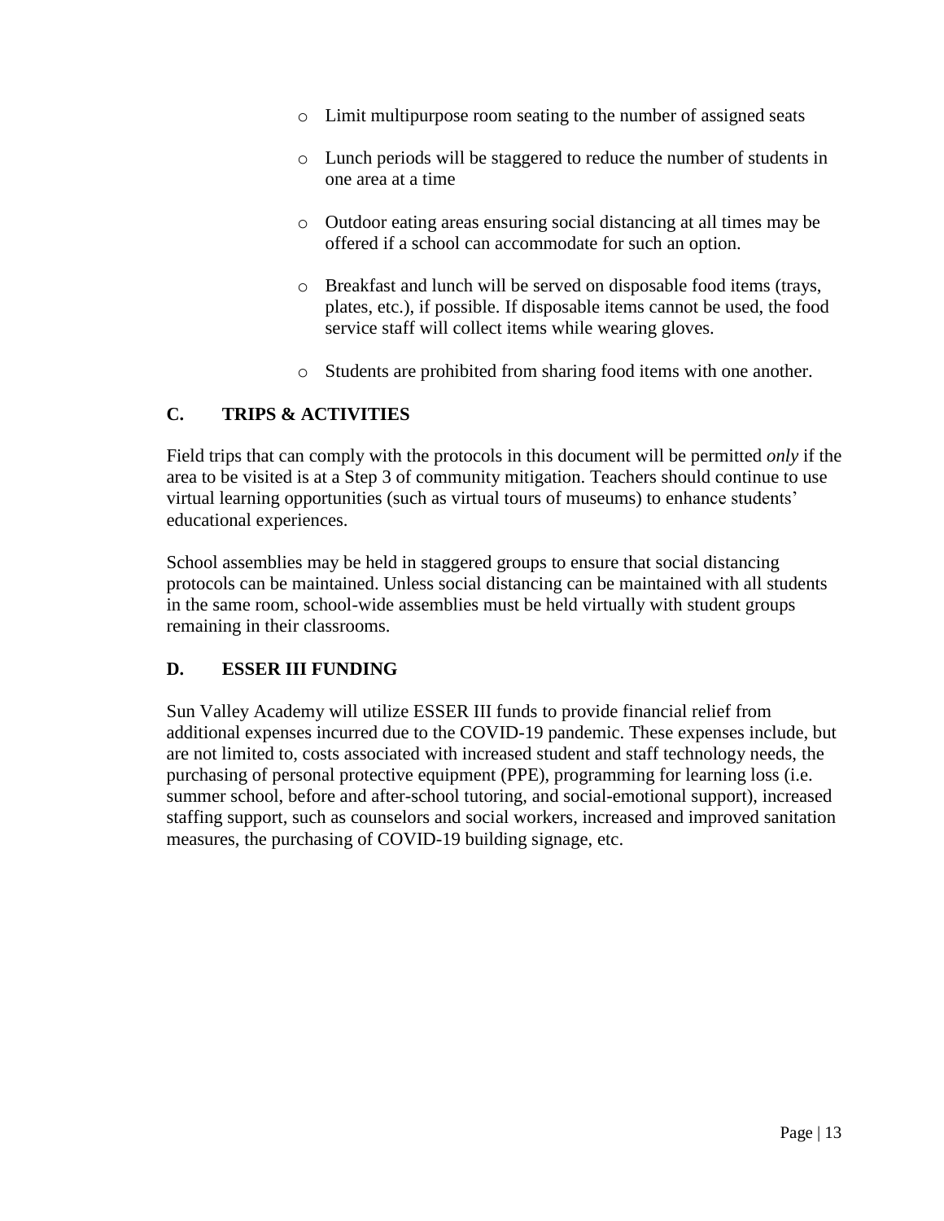- Limit multipurpose room seating to the number of assigned seats
- Lunch periods will be staggered to reduce the number of students in one area at a time
- Outdoor eating areas ensuring social distancing at all times may be offered if a school can accommodate for such an option.
- Breakfast and lunch will be served on disposable food items (trays, plates, etc.), if possible. If disposable items cannot be used, the food service staff will collect items while wearing gloves.
- Students are prohibited from sharing food items with one another.

## C. TRIPS & ACTIVITIES

Field trips that can comply with the protocols in this document will be permitted *only* if the area to be visited is at a Step 3 of community mitigation. Teachers should continue to use virtual learning opportunities (such as virtual tours of museums) to enhance students' educational experiences.

School assemblies may be held in staggered groups to ensure that social distancing protocols can be maintained. Unless social distancing can be maintained with all students in the same room, school-wide assemblies must be held virtually with student groups remaining in their classrooms.

## D. ESSER III FUNDING

Sun Valley Academy will utilize ESSER III funds to provide financial relief from additional expenses incurred due to the COVID-19 pandemic. These expenses include, but are not limited to, costs associated with increased student and staff technology needs, the purchasing of personal protective equipment (PPE), programming for learning loss (i.e. summer school, before and after-school tutoring, and social-emotional support), increased staffing support, such as counselors and social workers, increased and improved sanitation measures, the purchasing of COVID-19 building signage, etc.